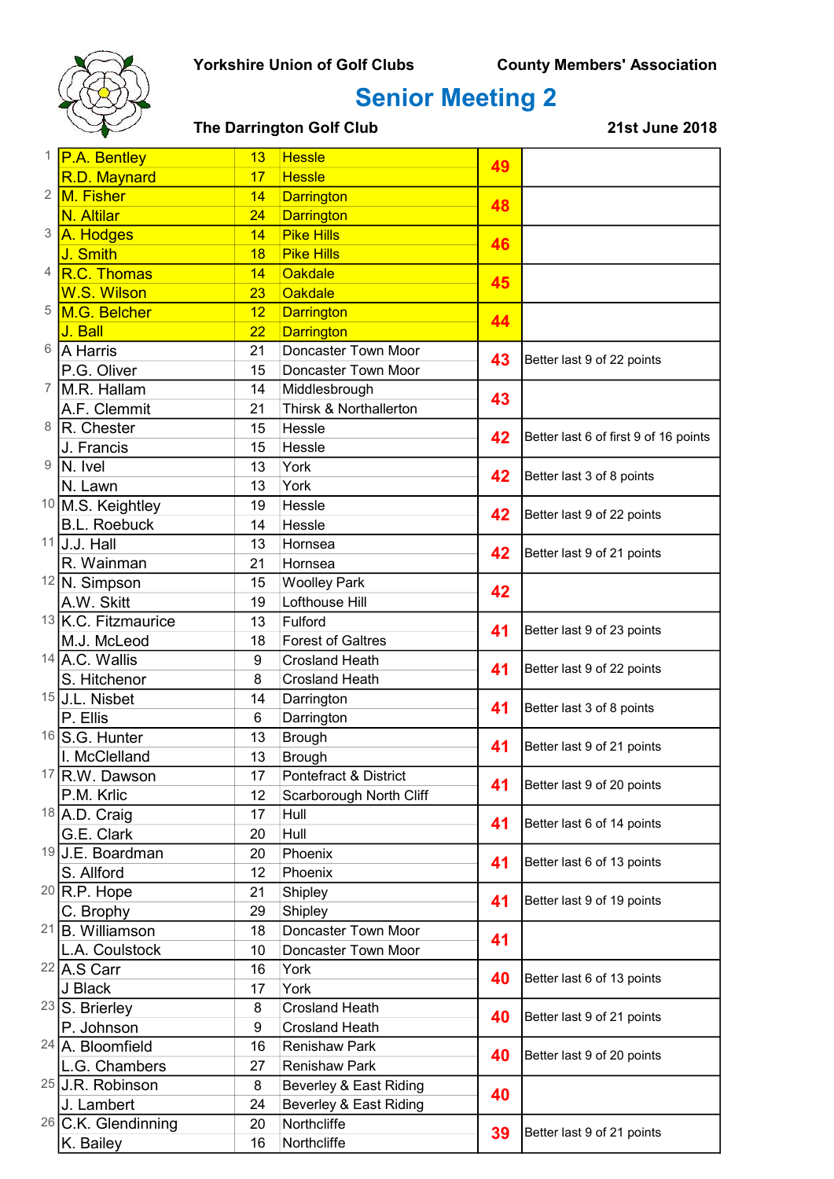**Yorkshire Union of Golf Clubs** **County Members' Association**

# Senior Meeting 2

**The Darrington Golf Club** **21st June 2018**

| Pos | Name | Hcp | Club | Points | Notes |
|---|---|---|---|---|---|
| 1 | P.A. Bentley | 13 | Hessle | 49 | |
| | R.D. Maynard | 17 | Hessle | | |
| 2 | M. Fisher | 14 | Darrington | 48 | |
| | N. Altilar | 24 | Darrington | | |
| 3 | A. Hodges | 14 | Pike Hills | 46 | |
| | J. Smith | 18 | Pike Hills | | |
| 4 | R.C. Thomas | 14 | Oakdale | 45 | |
| | W.S. Wilson | 23 | Oakdale | | |
| 5 | M.G. Belcher | 12 | Darrington | 44 | |
| | J. Ball | 22 | Darrington | | |
| 6 | A Harris | 21 | Doncaster Town Moor | 43 | Better last 9 of 22 points |
| | P.G. Oliver | 15 | Doncaster Town Moor | | |
| 7 | M.R. Hallam | 14 | Middlesbrough | 43 | |
| | A.F. Clemmit | 21 | Thirsk & Northallerton | | |
| 8 | R. Chester | 15 | Hessle | 42 | Better last 6 of first 9 of 16 points |
| | J. Francis | 15 | Hessle | | |
| 9 | N. Ivel | 13 | York | 42 | Better last 3 of 8 points |
| | N. Lawn | 13 | York | | |
| 10 | M.S. Keightley | 19 | Hessle | 42 | Better last 9 of 22 points |
| | B.L. Roebuck | 14 | Hessle | | |
| 11 | J.J. Hall | 13 | Hornsea | 42 | Better last 9 of 21 points |
| | R. Wainman | 21 | Hornsea | | |
| 12 | N. Simpson | 15 | Woolley Park | 42 | |
| | A.W. Skitt | 19 | Lofthouse Hill | | |
| 13 | K.C. Fitzmaurice | 13 | Fulford | 41 | Better last 9 of 23 points |
| | M.J. McLeod | 18 | Forest of Galtres | | |
| 14 | A.C. Wallis | 9 | Crosland Heath | 41 | Better last 9 of 22 points |
| | S. Hitchenor | 8 | Crosland Heath | | |
| 15 | J.L. Nisbet | 14 | Darrington | 41 | Better last 3 of 8 points |
| | P. Ellis | 6 | Darrington | | |
| 16 | S.G. Hunter | 13 | Brough | 41 | Better last 9 of 21 points |
| | I. McClelland | 13 | Brough | | |
| 17 | R.W. Dawson | 17 | Pontefract & District | 41 | Better last 9 of 20 points |
| | P.M. Krlic | 12 | Scarborough North Cliff | | |
| 18 | A.D. Craig | 17 | Hull | 41 | Better last 6 of 14 points |
| | G.E. Clark | 20 | Hull | | |
| 19 | J.E. Boardman | 20 | Phoenix | 41 | Better last 6 of 13 points |
| | S. Allford | 12 | Phoenix | | |
| 20 | R.P. Hope | 21 | Shipley | 41 | Better last 9 of 19 points |
| | C. Brophy | 29 | Shipley | | |
| 21 | B. Williamson | 18 | Doncaster Town Moor | 41 | |
| | L.A. Coulstock | 10 | Doncaster Town Moor | | |
| 22 | A.S Carr | 16 | York | 40 | Better last 6 of 13 points |
| | J Black | 17 | York | | |
| 23 | S. Brierley | 8 | Crosland Heath | 40 | Better last 9 of 21 points |
| | P. Johnson | 9 | Crosland Heath | | |
| 24 | A. Bloomfield | 16 | Renishaw Park | 40 | Better last 9 of 20 points |
| | L.G. Chambers | 27 | Renishaw Park | | |
| 25 | J.R. Robinson | 8 | Beverley & East Riding | 40 | |
| | J. Lambert | 24 | Beverley & East Riding | | |
| 26 | C.K. Glendinning | 20 | Northcliffe | 39 | Better last 9 of 21 points |
| | K. Bailey | 16 | Northcliffe | | |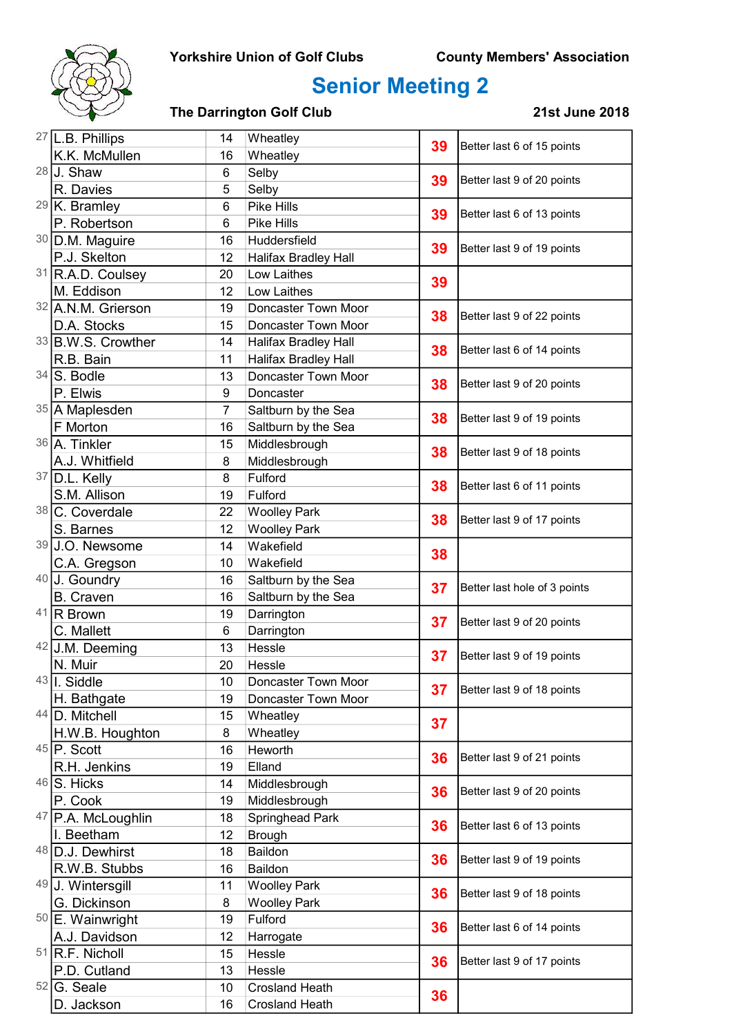Yorkshire Union of Golf Clubs　　County Members' Association

# Senior Meeting 2

**The Darrington Golf Club**　　**21st June 2018**

| Pos | Name | Hcp | Club | Points | Notes |
|---|---|---|---|---|---|
| 27 | L.B. Phillips | 14 | Wheatley | 39 | Better last 6 of 15 points |
| | K.K. McMullen | 16 | Wheatley | | |
| 28 | J. Shaw | 6 | Selby | 39 | Better last 9 of 20 points |
| | R. Davies | 5 | Selby | | |
| 29 | K. Bramley | 6 | Pike Hills | 39 | Better last 6 of 13 points |
| | P. Robertson | 6 | Pike Hills | | |
| 30 | D.M. Maguire | 16 | Huddersfield | 39 | Better last 9 of 19 points |
| | P.J. Skelton | 12 | Halifax Bradley Hall | | |
| 31 | R.A.D. Coulsey | 20 | Low Laithes | 39 | |
| | M. Eddison | 12 | Low Laithes | | |
| 32 | A.N.M. Grierson | 19 | Doncaster Town Moor | 38 | Better last 9 of 22 points |
| | D.A. Stocks | 15 | Doncaster Town Moor | | |
| 33 | B.W.S. Crowther | 14 | Halifax Bradley Hall | 38 | Better last 6 of 14 points |
| | R.B. Bain | 11 | Halifax Bradley Hall | | |
| 34 | S. Bodle | 13 | Doncaster Town Moor | 38 | Better last 9 of 20 points |
| | P. Elwis | 9 | Doncaster | | |
| 35 | A Maplesden | 7 | Saltburn by the Sea | 38 | Better last 9 of 19 points |
| | F Morton | 16 | Saltburn by the Sea | | |
| 36 | A. Tinkler | 15 | Middlesbrough | 38 | Better last 9 of 18 points |
| | A.J. Whitfield | 8 | Middlesbrough | | |
| 37 | D.L. Kelly | 8 | Fulford | 38 | Better last 6 of 11 points |
| | S.M. Allison | 19 | Fulford | | |
| 38 | C. Coverdale | 22 | Woolley Park | 38 | Better last 9 of 17 points |
| | S. Barnes | 12 | Woolley Park | | |
| 39 | J.O. Newsome | 14 | Wakefield | 38 | |
| | C.A. Gregson | 10 | Wakefield | | |
| 40 | J. Goundry | 16 | Saltburn by the Sea | 37 | Better last hole of 3 points |
| | B. Craven | 16 | Saltburn by the Sea | | |
| 41 | R Brown | 19 | Darrington | 37 | Better last 9 of 20 points |
| | C. Mallett | 6 | Darrington | | |
| 42 | J.M. Deeming | 13 | Hessle | 37 | Better last 9 of 19 points |
| | N. Muir | 20 | Hessle | | |
| 43 | I. Siddle | 10 | Doncaster Town Moor | 37 | Better last 9 of 18 points |
| | H. Bathgate | 19 | Doncaster Town Moor | | |
| 44 | D. Mitchell | 15 | Wheatley | 37 | |
| | H.W.B. Houghton | 8 | Wheatley | | |
| 45 | P. Scott | 16 | Heworth | 36 | Better last 9 of 21 points |
| | R.H. Jenkins | 19 | Elland | | |
| 46 | S. Hicks | 14 | Middlesbrough | 36 | Better last 9 of 20 points |
| | P. Cook | 19 | Middlesbrough | | |
| 47 | P.A. McLoughlin | 18 | Springhead Park | 36 | Better last 6 of 13 points |
| | I. Beetham | 12 | Brough | | |
| 48 | D.J. Dewhirst | 18 | Baildon | 36 | Better last 9 of 19 points |
| | R.W.B. Stubbs | 16 | Baildon | | |
| 49 | J. Wintersgill | 11 | Woolley Park | 36 | Better last 9 of 18 points |
| | G. Dickinson | 8 | Woolley Park | | |
| 50 | E. Wainwright | 19 | Fulford | 36 | Better last 6 of 14 points |
| | A.J. Davidson | 12 | Harrogate | | |
| 51 | R.F. Nicholl | 15 | Hessle | 36 | Better last 9 of 17 points |
| | P.D. Cutland | 13 | Hessle | | |
| 52 | G. Seale | 10 | Crosland Heath | 36 | |
| | D. Jackson | 16 | Crosland Heath | | |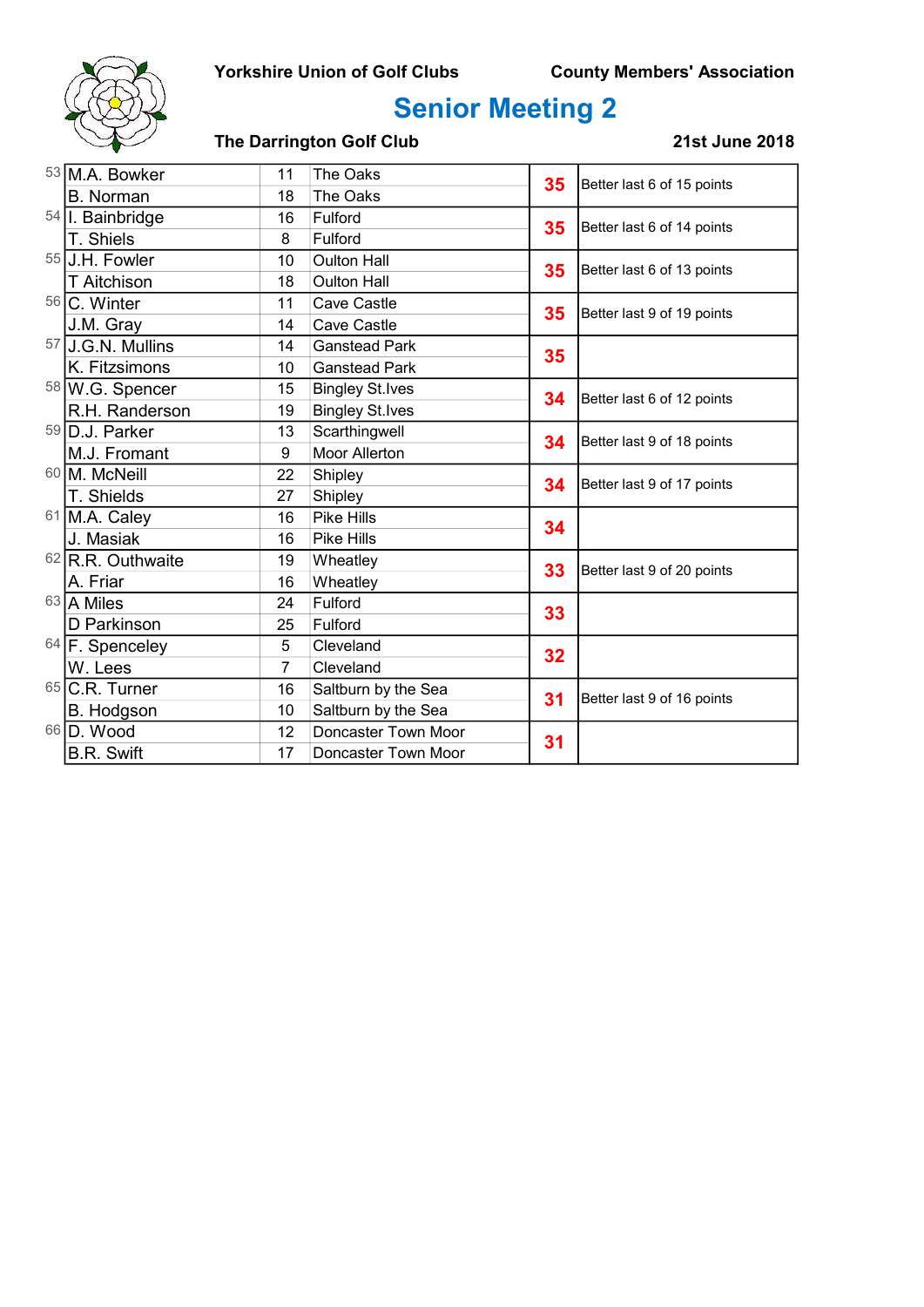Yorkshire Union of Golf Clubs　　County Members' Association

# Senior Meeting 2

**The Darrington Golf Club**　　**21st June 2018**

| | | | | | |
|---|---|---|---|---|---|
| 53 | M.A. Bowker | 11 | The Oaks | 35 | Better last 6 of 15 points |
| | B. Norman | 18 | The Oaks | | |
| 54 | I. Bainbridge | 16 | Fulford | 35 | Better last 6 of 14 points |
| | T. Shiels | 8 | Fulford | | |
| 55 | J.H. Fowler | 10 | Oulton Hall | 35 | Better last 6 of 13 points |
| | T Aitchison | 18 | Oulton Hall | | |
| 56 | C. Winter | 11 | Cave Castle | 35 | Better last 9 of 19 points |
| | J.M. Gray | 14 | Cave Castle | | |
| 57 | J.G.N. Mullins | 14 | Ganstead Park | 35 | |
| | K. Fitzsimons | 10 | Ganstead Park | | |
| 58 | W.G. Spencer | 15 | Bingley St.Ives | 34 | Better last 6 of 12 points |
| | R.H. Randerson | 19 | Bingley St.Ives | | |
| 59 | D.J. Parker | 13 | Scarthingwell | 34 | Better last 9 of 18 points |
| | M.J. Fromant | 9 | Moor Allerton | | |
| 60 | M. McNeill | 22 | Shipley | 34 | Better last 9 of 17 points |
| | T. Shields | 27 | Shipley | | |
| 61 | M.A. Caley | 16 | Pike Hills | 34 | |
| | J. Masiak | 16 | Pike Hills | | |
| 62 | R.R. Outhwaite | 19 | Wheatley | 33 | Better last 9 of 20 points |
| | A. Friar | 16 | Wheatley | | |
| 63 | A Miles | 24 | Fulford | 33 | |
| | D Parkinson | 25 | Fulford | | |
| 64 | F. Spenceley | 5 | Cleveland | 32 | |
| | W. Lees | 7 | Cleveland | | |
| 65 | C.R. Turner | 16 | Saltburn by the Sea | 31 | Better last 9 of 16 points |
| | B. Hodgson | 10 | Saltburn by the Sea | | |
| 66 | D. Wood | 12 | Doncaster Town Moor | 31 | |
| | B.R. Swift | 17 | Doncaster Town Moor | | |